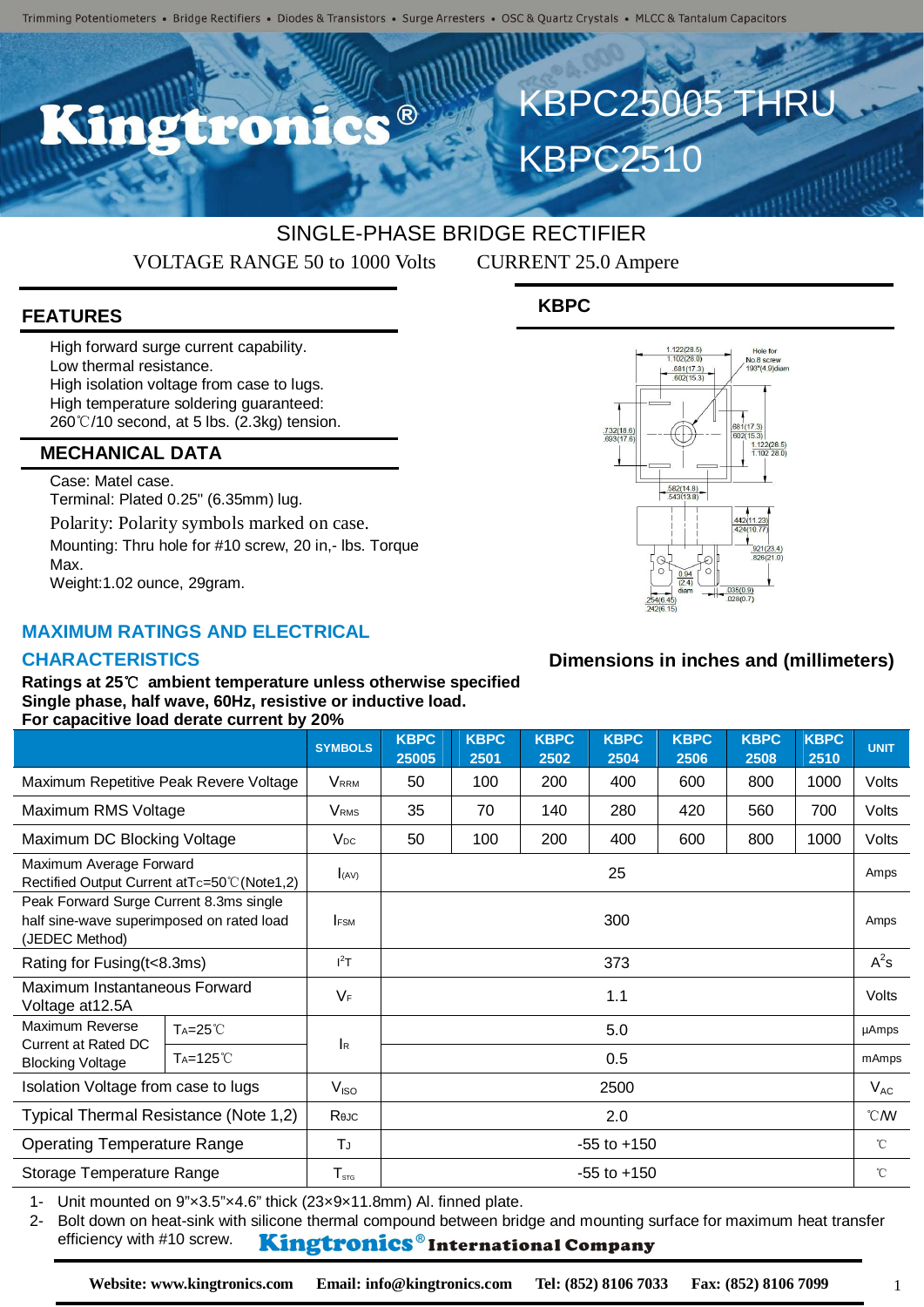Trimming Potentiometers • Bridge Rectifiers • Diodes & Transistors • Surge Arresters • OSC & Quartz Crystals • MLCC & Tantalum Capacitors

# Kingtronics®

# KBPC25005 THRU KBPC2510

## SINGLE-PHASE BRIDGE RECTIFIER

VOLTAGE RANGE 50 to 1000 Volts  CURRENT 25.0 Ampere

### FEATURES

- High forward surge current capability.
- Low thermal resistance.
- High isolation voltage from case to lugs.
- High temperature soldering guaranteed: 260℃/10 second, at 5 lbs. (2.3kg) tension.

### MECHANICAL DATA

- Case: Matel case.
- Terminal: Plated 0.25" (6.35mm) lug.
- Polarity: Polarity symbols marked on case.
- Mounting: Thru hole for #10 screw, 20 in,- lbs. Torque Max.
- Weight:1.02 ounce, 29gram.

### KBPC

Dimensions in inches and (millimeters)

### MAXIMUM RATINGS AND ELECTRICAL CHARACTERISTICS

**Ratings at 25℃ ambient temperature unless otherwise specified**
**Single phase, half wave, 60Hz, resistive or inductive load.**
**For capacitive load derate current by 20%**

| | SYMBOLS | KBPC 25005 | KBPC 2501 | KBPC 2502 | KBPC 2504 | KBPC 2506 | KBPC 2508 | KBPC 2510 | UNIT |
|---|---|---|---|---|---|---|---|---|---|
| Maximum Repetitive Peak Revere Voltage | $V_{RRM}$ | 50 | 100 | 200 | 400 | 600 | 800 | 1000 | Volts |
| Maximum RMS Voltage | $V_{RMS}$ | 35 | 70 | 140 | 280 | 420 | 560 | 700 | Volts |
| Maximum DC Blocking Voltage | $V_{DC}$ | 50 | 100 | 200 | 400 | 600 | 800 | 1000 | Volts |
| Maximum Average Forward Rectified Output Current at $T_C$=50℃(Note1,2) | $I_{(AV)}$ | 25 | | | | | | | Amps |
| Peak Forward Surge Current 8.3ms single half sine-wave superimposed on rated load (JEDEC Method) | $I_{FSM}$ | 300 | | | | | | | Amps |
| Rating for Fusing(t<8.3ms) | $I^2T$ | 373 | | | | | | | $A^2s$ |
| Maximum Instantaneous Forward Voltage at12.5A | $V_F$ | 1.1 | | | | | | | Volts |
| Maximum Reverse Current at Rated DC Blocking Voltage $T_A$=25℃ | $I_R$ | 5.0 | | | | | | | μAmps |
| Maximum Reverse Current at Rated DC Blocking Voltage $T_A$=125℃ | $I_R$ | 0.5 | | | | | | | mAmps |
| Isolation Voltage from case to lugs | $V_{ISO}$ | 2500 | | | | | | | $V_{AC}$ |
| Typical Thermal Resistance (Note 1,2) | $R_{\theta JC}$ | 2.0 | | | | | | | ℃/W |
| Operating Temperature Range | $T_J$ | -55 to +150 | | | | | | | ℃ |
| Storage Temperature Range | $T_{STG}$ | -55 to +150 | | | | | | | ℃ |

1- Unit mounted on 9"×3.5"×4.6" thick (23×9×11.8mm) Al. finned plate.
2- Bolt down on heat-sink with silicone thermal compound between bridge and mounting surface for maximum heat transfer efficiency with #10 screw.

**Kingtronics® International Company**

**Website: www.kingtronics.com  Email: info@kingtronics.com  Tel: (852) 8106 7033  Fax: (852) 8106 7099**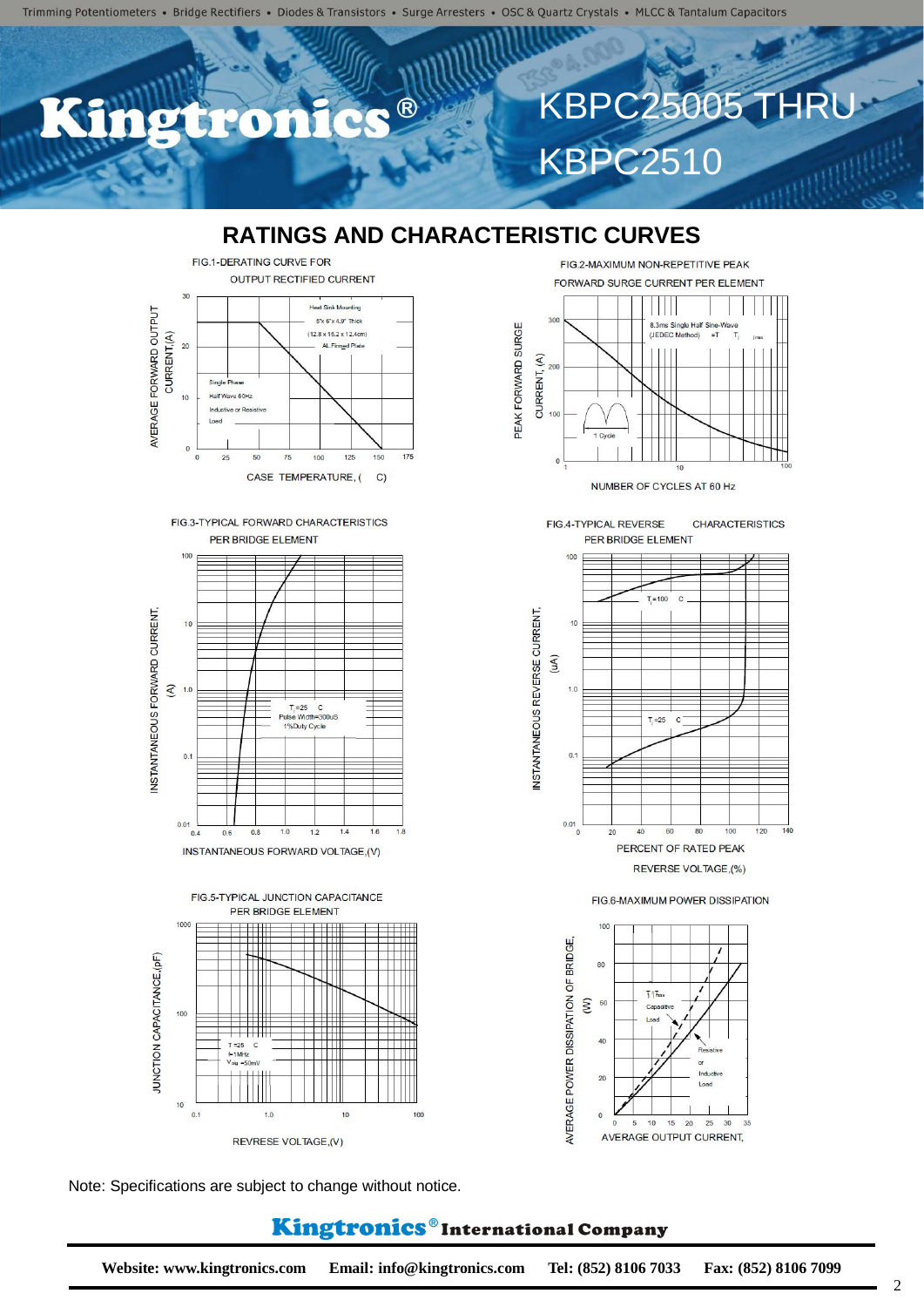Trimming Potentiometers • Bridge Rectifiers • Diodes & Transistors • Surge Arresters • OSC & Quartz Crystals • MLCC & Tantalum Capacitors

# Kingtronics®

# KBPC25005 THRU KBPC2510

## RATINGS AND CHARACTERISTIC CURVES

FIG.1-DERATING CURVE FOR OUTPUT RECTIFIED CURRENT

AVERAGE FORWARD OUTPUT CURRENT,(A)

30
20
10
0

0 25 50 75 100 125 150 175

CASE TEMPERATURE, ( C)

Heat Sink Mounting
6"x 6"x 4.9" Thick
(12.8 x 16.2 x 12.4cm)
AL.Finned Plate

Single Phase
Half Wave 60Hz
Inductive or Resistive
Load

FIG.2-MAXIMUM NON-REPETITIVE PEAK FORWARD SURGE CURRENT PER ELEMENT

PEAK FORWARD SURGE CURRENT, (A)

300
200
100
0

1 10 100

NUMBER OF CYCLES AT 60 Hz

8.3ms Single Half Sine-Wave
(JEDEC Method) $=T \quad T_{j\,max}$

1 Cycle

FIG.3-TYPICAL FORWARD CHARACTERISTICS PER BRIDGE ELEMENT

INSTANTANEOUS FORWARD CURRENT, (A)

100
10
1.0
0.1
0.01

0.4 0.6 0.8 1.0 1.2 1.4 1.6 1.8

INSTANTANEOUS FORWARD VOLTAGE,(V)

$T_j$=25 C
Pulse Width=300uS
1%Duty Cycle

FIG.4-TYPICAL REVERSE CHARACTERISTICS PER BRIDGE ELEMENT

INSTANTANEOUS REVERSE CURRENT, (uA)

100
10
1.0
0.1
0.01

0 20 40 60 80 100 120 140

PERCENT OF RATED PEAK REVERSE VOLTAGE,(%)

$T_j$=100 C

$T_j$=25 C

FIG.5-TYPICAL JUNCTION CAPACITANCE PER BRIDGE ELEMENT

JUNCTION CAPACITANCE,(pF)

1000
100
10

0.1 1.0 10 100

REVRESE VOLTAGE,(V)

T =25 C
f=1MHz
$V_{sig}$ =50mV

FIG.6-MAXIMUM POWER DISSIPATION

AVERAGE POWER DISSIPATION OF BRIDGE, (W)

100
80
60
40
20
0

0 5 10 15 20 25 30 35

AVERAGE OUTPUT CURRENT,

$T_j$ $T_{jmax}$
Capacitive
Load

Resistive
or
Inductive
Load

Note: Specifications are subject to change without notice.

**Kingtronics® International Company**

**Website: www.kingtronics.com  Email: info@kingtronics.com  Tel: (852) 8106 7033  Fax: (852) 8106 7099**